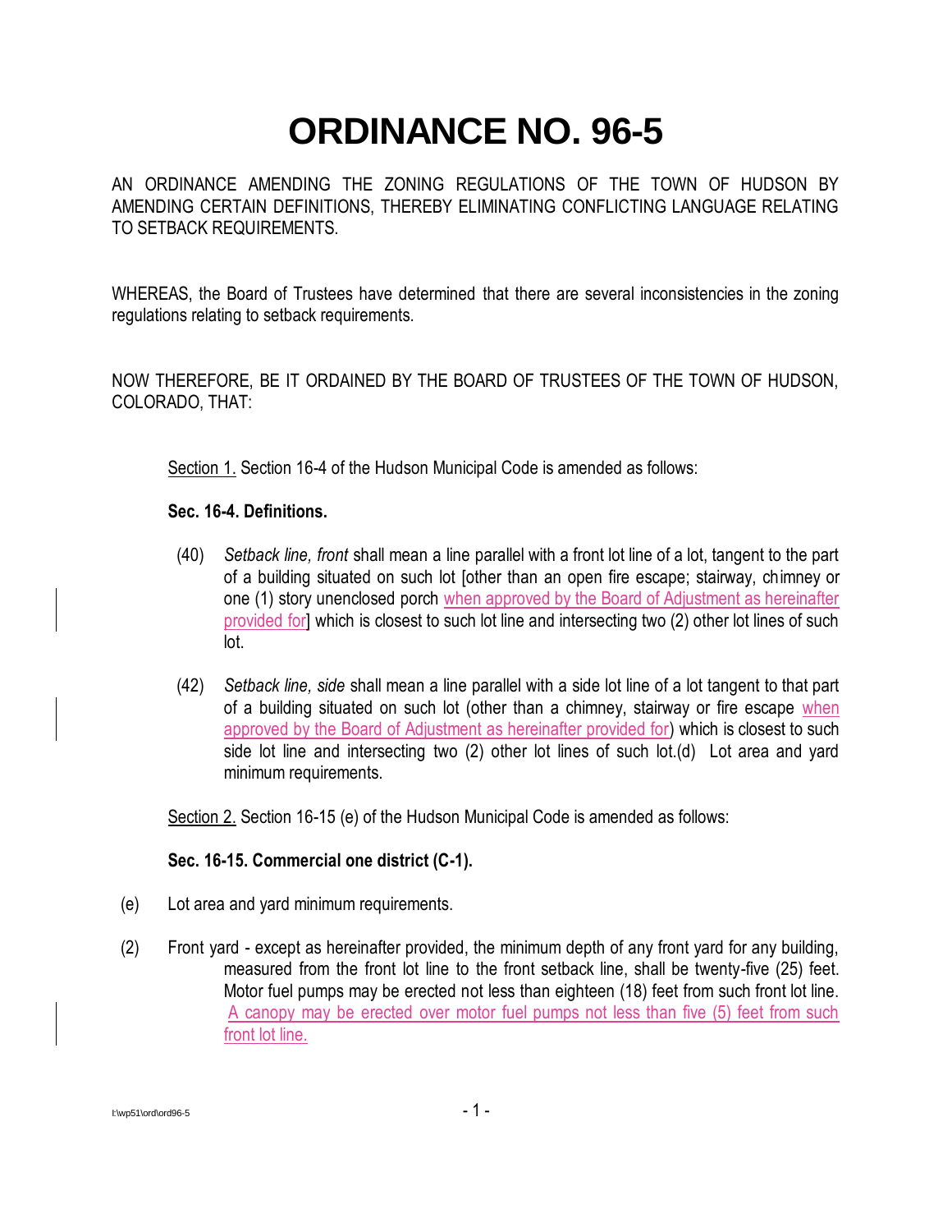# ORDINANCE NO. 96-5

AN ORDINANCE AMENDING THE ZONING REGULATIONS OF THE TOWN OF HUDSON BY AMENDING CERTAIN DEFINITIONS, THEREBY ELIMINATING CONFLICTING LANGUAGE RELATING TO SETBACK REQUIREMENTS.

WHEREAS, the Board of Trustees have determined that there are several inconsistencies in the zoning regulations relating to setback requirements.

NOW THEREFORE, BE IT ORDAINED BY THE BOARD OF TRUSTEES OF THE TOWN OF HUDSON, COLORADO, THAT:

Section 1. Section 16-4 of the Hudson Municipal Code is amended as follows:

**Sec. 16-4. Definitions.**

(40) *Setback line, front* shall mean a line parallel with a front lot line of a lot, tangent to the part of a building situated on such lot [other than an open fire escape; stairway, chimney or one (1) story unenclosed porch when approved by the Board of Adjustment as hereinafter provided for] which is closest to such lot line and intersecting two (2) other lot lines of such lot.

(42) *Setback line, side* shall mean a line parallel with a side lot line of a lot tangent to that part of a building situated on such lot (other than a chimney, stairway or fire escape when approved by the Board of Adjustment as hereinafter provided for) which is closest to such side lot line and intersecting two (2) other lot lines of such lot.(d) Lot area and yard minimum requirements.

Section 2. Section 16-15 (e) of the Hudson Municipal Code is amended as follows:

**Sec. 16-15. Commercial one district (C-1).**

(e) Lot area and yard minimum requirements.

(2) Front yard - except as hereinafter provided, the minimum depth of any front yard for any building, measured from the front lot line to the front setback line, shall be twenty-five (25) feet. Motor fuel pumps may be erected not less than eighteen (18) feet from such front lot line. A canopy may be erected over motor fuel pumps not less than five (5) feet from such front lot line.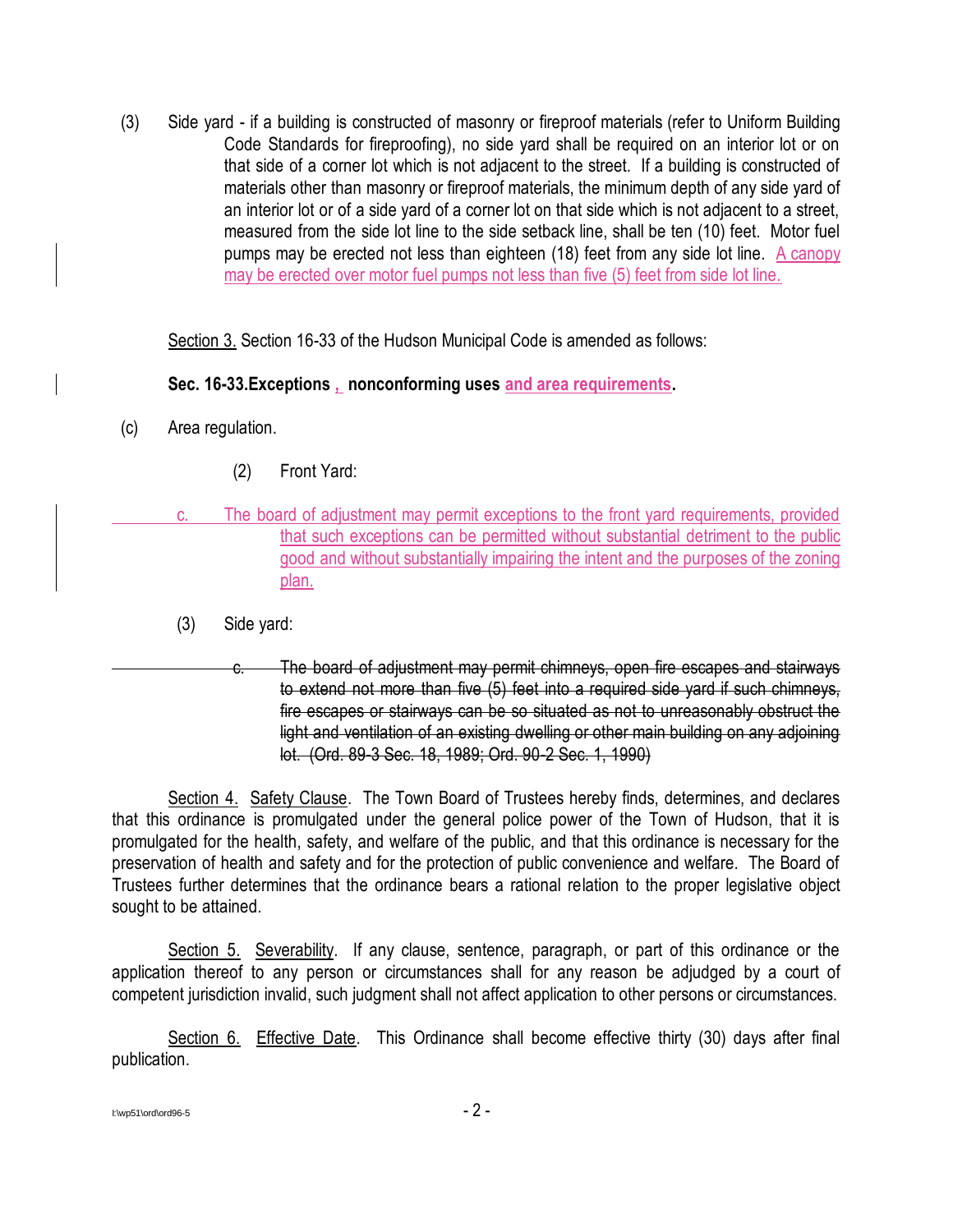(3) Side yard - if a building is constructed of masonry or fireproof materials (refer to Uniform Building Code Standards for fireproofing), no side yard shall be required on an interior lot or on that side of a corner lot which is not adjacent to the street. If a building is constructed of materials other than masonry or fireproof materials, the minimum depth of any side yard of an interior lot or of a side yard of a corner lot on that side which is not adjacent to a street, measured from the side lot line to the side setback line, shall be ten (10) feet. Motor fuel pumps may be erected not less than eighteen (18) feet from any side lot line. <u>A canopy may be erected over motor fuel pumps not less than five (5) feet from side lot line.</u>

<u>Section 3.</u> Section 16-33 of the Hudson Municipal Code is amended as follows:

**Sec. 16-33.Exceptions <u>,</u> nonconforming uses <u>and area requirements</u>.**

(c) Area regulation.

(2) Front Yard:

<u>c. The board of adjustment may permit exceptions to the front yard requirements, provided that such exceptions can be permitted without substantial detriment to the public good and without substantially impairing the intent and the purposes of the zoning plan.</u>

(3) Side yard:

~~c. The board of adjustment may permit chimneys, open fire escapes and stairways to extend not more than five (5) feet into a required side yard if such chimneys, fire escapes or stairways can be so situated as not to unreasonably obstruct the light and ventilation of an existing dwelling or other main building on any adjoining lot. (Ord. 89-3 Sec. 18, 1989; Ord. 90-2 Sec. 1, 1990)~~

<u>Section 4.</u> <u>Safety Clause</u>. The Town Board of Trustees hereby finds, determines, and declares that this ordinance is promulgated under the general police power of the Town of Hudson, that it is promulgated for the health, safety, and welfare of the public, and that this ordinance is necessary for the preservation of health and safety and for the protection of public convenience and welfare. The Board of Trustees further determines that the ordinance bears a rational relation to the proper legislative object sought to be attained.

<u>Section 5.</u> <u>Severability</u>. If any clause, sentence, paragraph, or part of this ordinance or the application thereof to any person or circumstances shall for any reason be adjudged by a court of competent jurisdiction invalid, such judgment shall not affect application to other persons or circumstances.

<u>Section 6.</u> <u>Effective Date</u>. This Ordinance shall become effective thirty (30) days after final publication.

I:\wp51\ord\ord96-5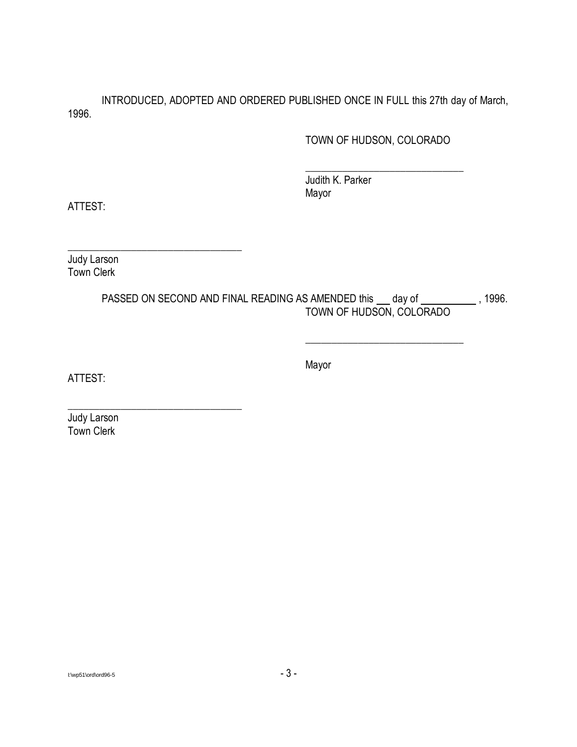INTRODUCED, ADOPTED AND ORDERED PUBLISHED ONCE IN FULL this 27th day of March, 1996.

TOWN OF HUDSON, COLORADO

_______________________________
Judith K. Parker
Mayor

ATTEST:

_________________________________
Judy Larson
Town Clerk

PASSED ON SECOND AND FINAL READING AS AMENDED this ___ day of __________ , 1996.

TOWN OF HUDSON, COLORADO

_______________________________

Mayor

ATTEST:

_________________________________
Judy Larson
Town Clerk

I:\wp51\ord\ord96-5